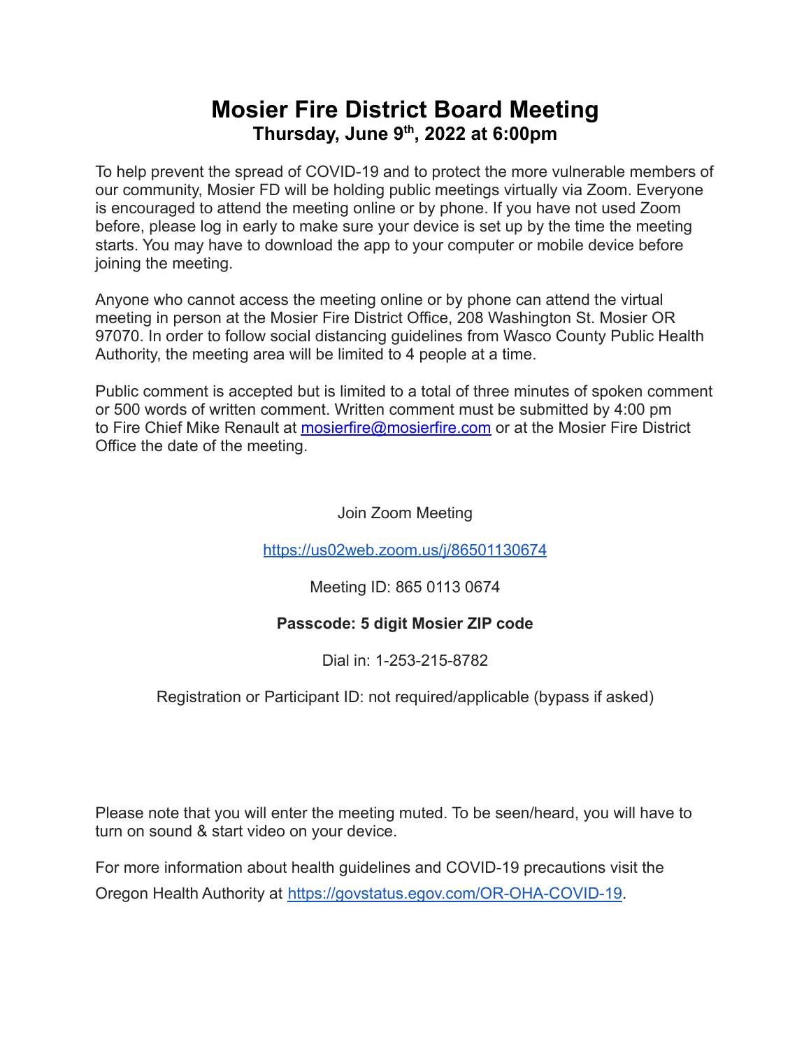# Mosier Fire District Board Meeting

**Thursday, June 9th, 2022 at 6:00pm**

To help prevent the spread of COVID-19 and to protect the more vulnerable members of our community, Mosier FD will be holding public meetings virtually via Zoom. Everyone is encouraged to attend the meeting online or by phone. If you have not used Zoom before, please log in early to make sure your device is set up by the time the meeting starts. You may have to download the app to your computer or mobile device before joining the meeting.

Anyone who cannot access the meeting online or by phone can attend the virtual meeting in person at the Mosier Fire District Office, 208 Washington St. Mosier OR 97070. In order to follow social distancing guidelines from Wasco County Public Health Authority, the meeting area will be limited to 4 people at a time.

Public comment is accepted but is limited to a total of three minutes of spoken comment or 500 words of written comment. Written comment must be submitted by 4:00 pm to Fire Chief Mike Renault at mosierfire@mosierfire.com or at the Mosier Fire District Office the date of the meeting.

Join Zoom Meeting

https://us02web.zoom.us/j/86501130674

Meeting ID: 865 0113 0674

**Passcode: 5 digit Mosier ZIP code**

Dial in: 1-253-215-8782

Registration or Participant ID: not required/applicable (bypass if asked)

Please note that you will enter the meeting muted. To be seen/heard, you will have to turn on sound & start video on your device.

For more information about health guidelines and COVID-19 precautions visit the Oregon Health Authority at https://govstatus.egov.com/OR-OHA-COVID-19.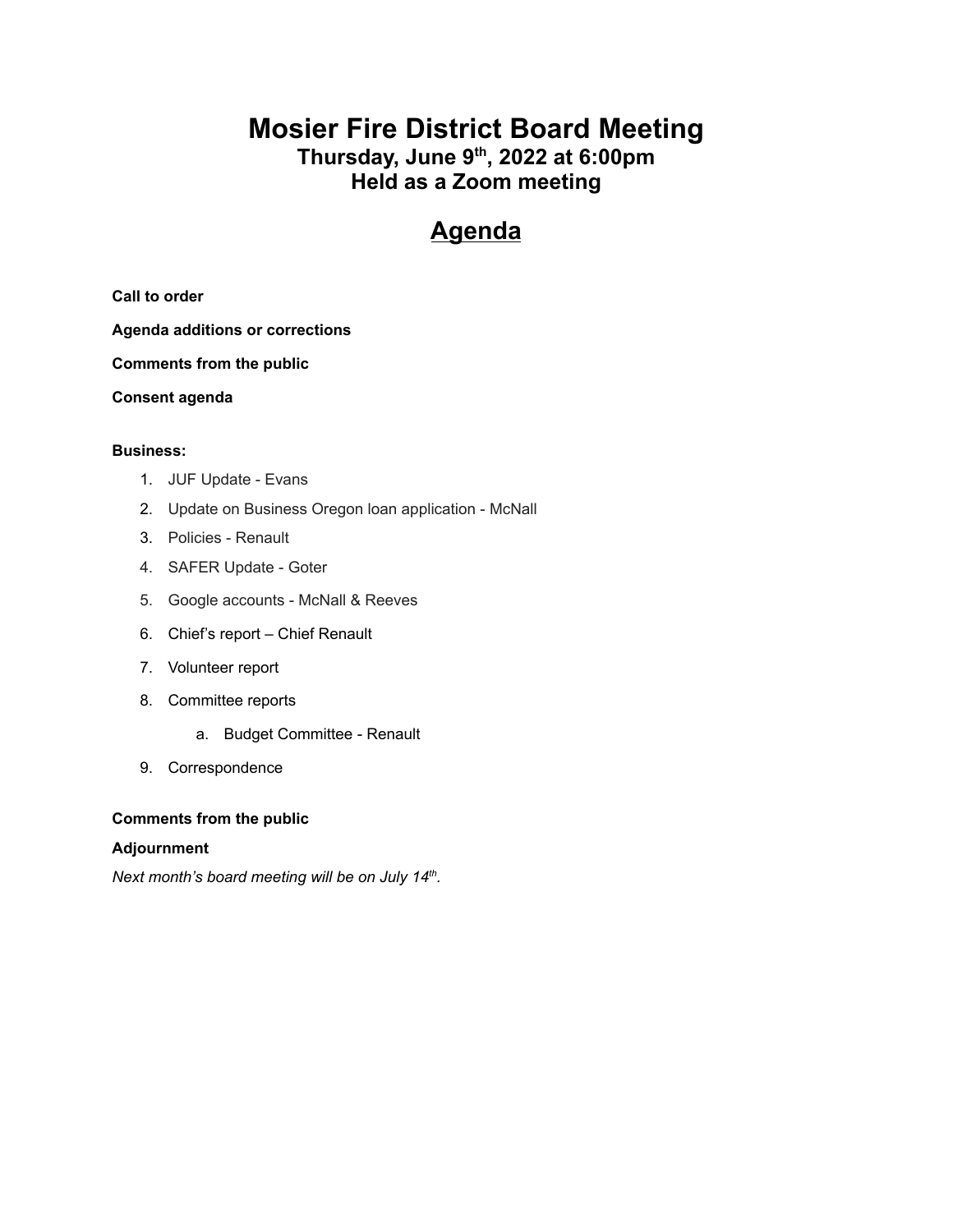# Mosier Fire District Board Meeting

### Thursday, June 9th, 2022 at 6:00pm
### Held as a Zoom meeting

## Agenda

**Call to order**

**Agenda additions or corrections**

**Comments from the public**

**Consent agenda**

**Business:**

1. JUF Update - Evans
2. Update on Business Oregon loan application - McNall
3. Policies - Renault
4. SAFER Update - Goter
5. Google accounts - McNall & Reeves
6. Chief's report – Chief Renault
7. Volunteer report
8. Committee reports
    a. Budget Committee - Renault
9. Correspondence

**Comments from the public**

**Adjournment**

*Next month's board meeting will be on July 14th.*